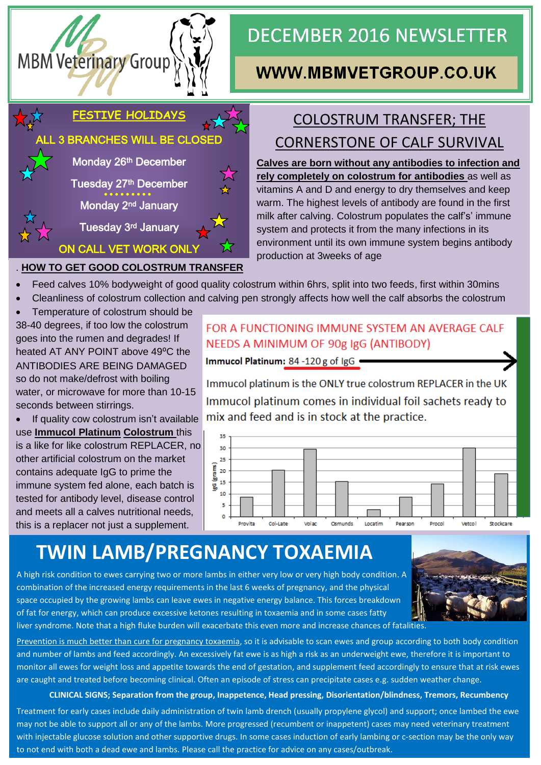MBM Veterinary Group

# DECEMBER 2016 NEWSLETTER

**WWW.MBMVETGROUP.CO.UK**

## FESTIVE HOLIDAYS

**ALL 3 BRANCHES WILL BE CLOSED**

Monday 26th December

Tuesday 27th December

Monday 2nd January

Tuesday 3rd January

**ON CALL VET WORK ONLY**

## COLOSTRUM TRANSFER; THE CORNERSTONE OF CALF SURVIVAL

**Calves are born without any antibodies to infection and rely completely on colostrum for antibodies** as well as vitamins A and D and energy to dry themselves and keep warm. The highest levels of antibody are found in the first milk after calving. Colostrum populates the calf's' immune system and protects it from the many infections in its environment until its own immune system begins antibody production at 3weeks of age

**HOW TO GET GOOD COLOSTRUM TRANSFER**

- Feed calves 10% bodyweight of good quality colostrum within 6hrs, split into two feeds, first within 30mins
- Cleanliness of colostrum collection and calving pen strongly affects how well the calf absorbs the colostrum
- Temperature of colostrum should be 38-40 degrees, if too low the colostrum goes into the rumen and degrades! If heated AT ANY POINT above 49ºC the ANTIBODIES ARE BEING DAMAGED so do not make/defrost with boiling water, or microwave for more than 10-15 seconds between stirrings.
- If quality cow colostrum isn't available use **Immucol Platinum Colostrum** this is a like for like colostrum REPLACER, no other artificial colostrum on the market contains adequate IgG to prime the immune system fed alone, each batch is tested for antibody level, disease control and meets all a calves nutritional needs, this is a replacer not just a supplement.

FOR A FUNCTIONING IMMUNE SYSTEM AN AVERAGE CALF NEEDS A MINIMUM OF 90g IgG (ANTIBODY)

**Immucol Platinum:** 84 -120 g of IgG

Immucol platinum is the ONLY true colostrum REPLACER in the UK

Immucol platinum comes in individual foil sachets ready to mix and feed and is in stock at the practice.

| Product | IgG (grams) |
|---|---|
| Provita | ~8.5 |
| Col-Late | ~20 |
| Volac | ~29.5 |
| Osmunds | ~15 |
| Locatim | ~3 |
| Pearson | ~8.5 |
| Procol | ~14 |
| Vetcol | ~30 |
| Stockcare | ~18.5 |

# TWIN LAMB/PREGNANCY TOXAEMIA

A high risk condition to ewes carrying two or more lambs in either very low or very high body condition. A combination of the increased energy requirements in the last 6 weeks of pregnancy, and the physical space occupied by the growing lambs can leave ewes in negative energy balance. This forces breakdown of fat for energy, which can produce excessive ketones resulting in toxaemia and in some cases fatty liver syndrome. Note that a high fluke burden will exacerbate this even more and increase chances of fatalities.

Prevention is much better than cure for pregnancy toxaemia, so it is advisable to scan ewes and group according to both body condition and number of lambs and feed accordingly. An excessively fat ewe is as high a risk as an underweight ewe, therefore it is important to monitor all ewes for weight loss and appetite towards the end of gestation, and supplement feed accordingly to ensure that at risk ewes are caught and treated before becoming clinical. Often an episode of stress can precipitate cases e.g. sudden weather change.

**CLINICAL SIGNS; Separation from the group, Inappetence, Head pressing, Disorientation/blindness, Tremors, Recumbency**

Treatment for early cases include daily administration of twin lamb drench (usually propylene glycol) and support; once lambed the ewe may not be able to support all or any of the lambs. More progressed (recumbent or inappetent) cases may need veterinary treatment with injectable glucose solution and other supportive drugs. In some cases induction of early lambing or c-section may be the only way to not end with both a dead ewe and lambs. Please call the practice for advice on any cases/outbreak.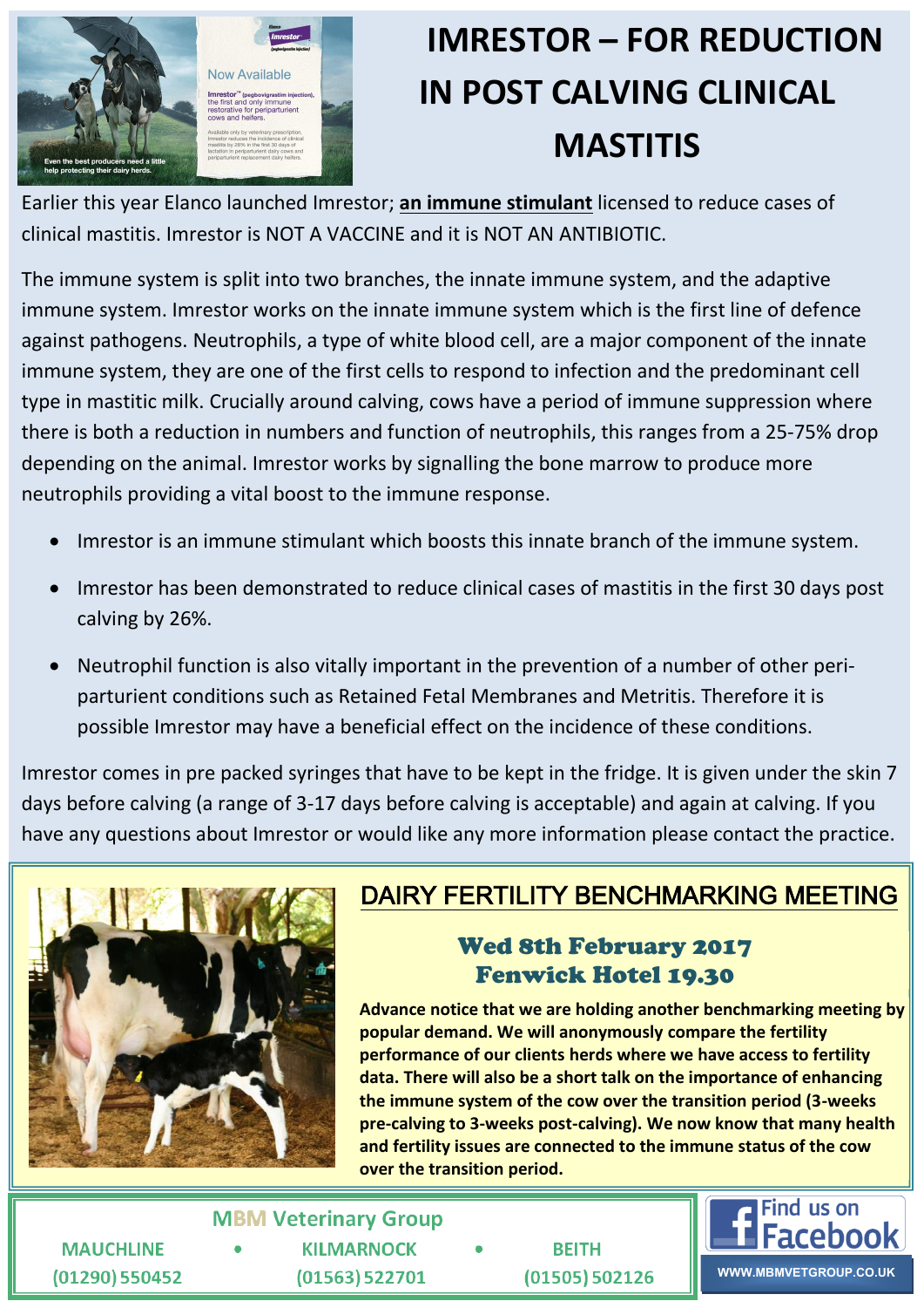# IMRESTOR – FOR REDUCTION IN POST CALVING CLINICAL MASTITIS

Earlier this year Elanco launched Imrestor; **an immune stimulant** licensed to reduce cases of clinical mastitis. Imrestor is NOT A VACCINE and it is NOT AN ANTIBIOTIC.

The immune system is split into two branches, the innate immune system, and the adaptive immune system. Imrestor works on the innate immune system which is the first line of defence against pathogens. Neutrophils, a type of white blood cell, are a major component of the innate immune system, they are one of the first cells to respond to infection and the predominant cell type in mastitic milk. Crucially around calving, cows have a period of immune suppression where there is both a reduction in numbers and function of neutrophils, this ranges from a 25-75% drop depending on the animal. Imrestor works by signalling the bone marrow to produce more neutrophils providing a vital boost to the immune response.

- Imrestor is an immune stimulant which boosts this innate branch of the immune system.
- Imrestor has been demonstrated to reduce clinical cases of mastitis in the first 30 days post calving by 26%.
- Neutrophil function is also vitally important in the prevention of a number of other peri-parturient conditions such as Retained Fetal Membranes and Metritis. Therefore it is possible Imrestor may have a beneficial effect on the incidence of these conditions.

Imrestor comes in pre packed syringes that have to be kept in the fridge. It is given under the skin 7 days before calving (a range of 3-17 days before calving is acceptable) and again at calving. If you have any questions about Imrestor or would like any more information please contact the practice.

## DAIRY FERTILITY BENCHMARKING MEETING

### Wed 8th February 2017
### Fenwick Hotel 19.30

**Advance notice that we are holding another benchmarking meeting by popular demand. We will anonymously compare the fertility performance of our clients herds where we have access to fertility data. There will also be a short talk on the importance of enhancing the immune system of the cow over the transition period (3-weeks pre-calving to 3-weeks post-calving). We now know that many health and fertility issues are connected to the immune status of the cow over the transition period.**

MBM Veterinary Group

MAUCHLINE (01290) 550452 • KILMARNOCK (01563) 522701 • BEITH (01505) 502126

Find us on Facebook

WWW.MBMVETGROUP.CO.UK